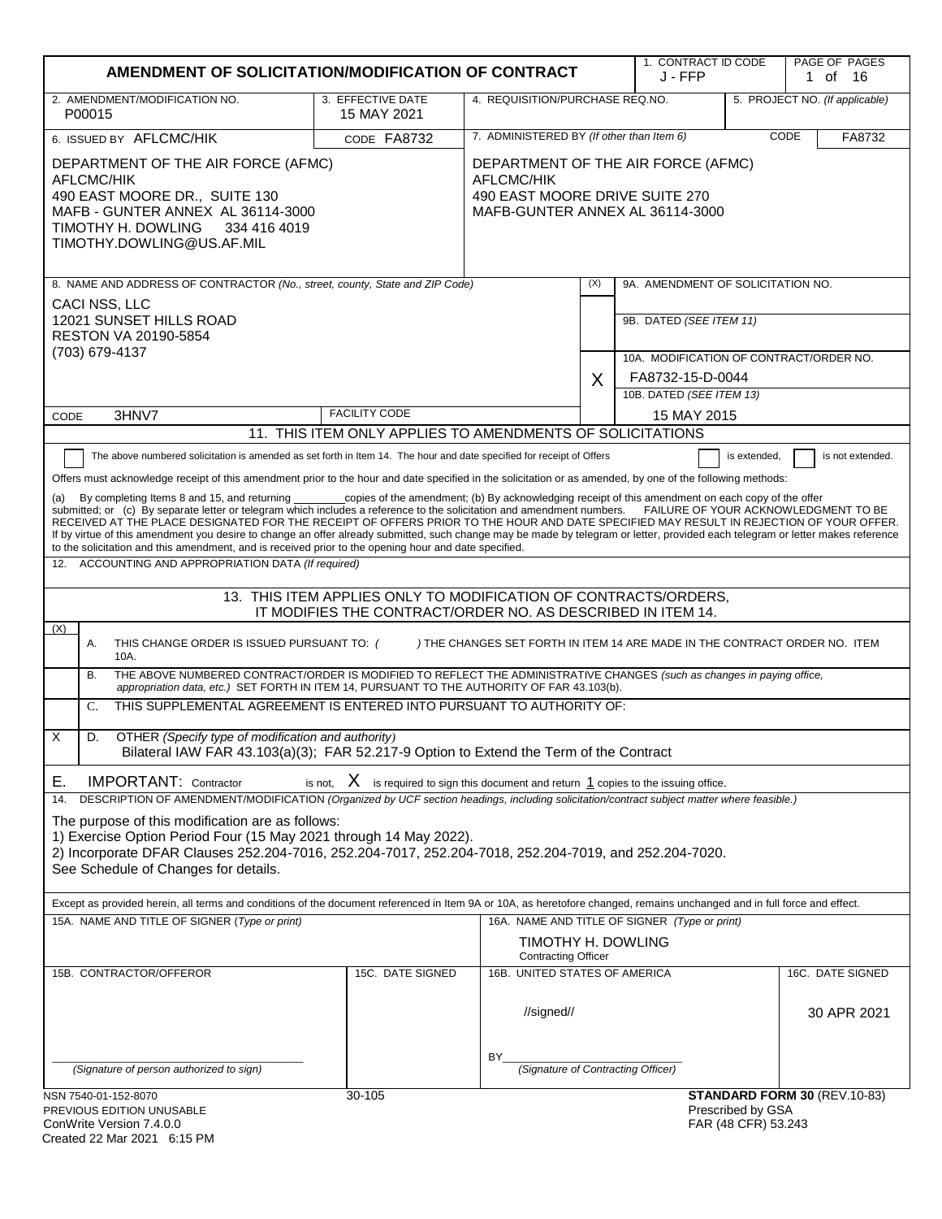# AMENDMENT OF SOLICITATION/MODIFICATION OF CONTRACT

| 1. CONTRACT ID CODE | PAGE OF PAGES |
|---|---|
| J - FFP | 1 of 16 |

| 2. AMENDMENT/MODIFICATION NO. | 3. EFFECTIVE DATE | 4. REQUISITION/PURCHASE REQ.NO. | 5. PROJECT NO. (If applicable) |
|---|---|---|---|
| P00015 | 15 MAY 2021 | | |

| 6. ISSUED BY AFLCMC/HIK CODE FA8732 | 7. ADMINISTERED BY (If other than Item 6) CODE FA8732 |
|---|---|
| DEPARTMENT OF THE AIR FORCE (AFMC)<br>AFLCMC/HIK<br>490 EAST MOORE DR., SUITE 130<br>MAFB - GUNTER ANNEX AL 36114-3000<br>TIMOTHY H. DOWLING 334 416 4019<br>TIMOTHY.DOWLING@US.AF.MIL | DEPARTMENT OF THE AIR FORCE (AFMC)<br>AFLCMC/HIK<br>490 EAST MOORE DRIVE SUITE 270<br>MAFB-GUNTER ANNEX AL 36114-3000 |

**8. NAME AND ADDRESS OF CONTRACTOR** (No., street, county, State and ZIP Code)

CACI NSS, LLC
12021 SUNSET HILLS ROAD
RESTON VA 20190-5854
(703) 679-4137

CODE 3HNV7 FACILITY CODE

| (X) | |
|---|---|
| | 9A. AMENDMENT OF SOLICITATION NO. |
| | 9B. DATED (SEE ITEM 11) |
| X | 10A. MODIFICATION OF CONTRACT/ORDER NO.<br>FA8732-15-D-0044 |
| | 10B. DATED (SEE ITEM 13)<br>15 MAY 2015 |

## 11. THIS ITEM ONLY APPLIES TO AMENDMENTS OF SOLICITATIONS

☐ The above numbered solicitation is amended as set forth in Item 14. The hour and date specified for receipt of Offers ☐ is extended, ☐ is not extended.

Offers must acknowledge receipt of this amendment prior to the hour and date specified in the solicitation or as amended, by one of the following methods:

(a) By completing Items 8 and 15, and returning ________copies of the amendment; (b) By acknowledging receipt of this amendment on each copy of the offer submitted; or (c) By separate letter or telegram which includes a reference to the solicitation and amendment numbers. FAILURE OF YOUR ACKNOWLEDGMENT TO BE RECEIVED AT THE PLACE DESIGNATED FOR THE RECEIPT OF OFFERS PRIOR TO THE HOUR AND DATE SPECIFIED MAY RESULT IN REJECTION OF YOUR OFFER. If by virtue of this amendment you desire to change an offer already submitted, such change may be made by telegram or letter, provided each telegram or letter makes reference to the solicitation and this amendment, and is received prior to the opening hour and date specified.

12. ACCOUNTING AND APPROPRIATION DATA (If required)

## 13. THIS ITEM APPLIES ONLY TO MODIFICATION OF CONTRACTS/ORDERS, IT MODIFIES THE CONTRACT/ORDER NO. AS DESCRIBED IN ITEM 14.

| (X) | | |
|---|---|---|
| | A. | THIS CHANGE ORDER IS ISSUED PURSUANT TO: ( ) THE CHANGES SET FORTH IN ITEM 14 ARE MADE IN THE CONTRACT ORDER NO. ITEM 10A. |
| | B. | THE ABOVE NUMBERED CONTRACT/ORDER IS MODIFIED TO REFLECT THE ADMINISTRATIVE CHANGES (such as changes in paying office, appropriation data, etc.) SET FORTH IN ITEM 14, PURSUANT TO THE AUTHORITY OF FAR 43.103(b). |
| | C. | THIS SUPPLEMENTAL AGREEMENT IS ENTERED INTO PURSUANT TO AUTHORITY OF: |
| X | D. | OTHER (Specify type of modification and authority)<br>Bilateral IAW FAR 43.103(a)(3); FAR 52.217-9 Option to Extend the Term of the Contract |

E. IMPORTANT: Contractor is not, X is required to sign this document and return 1 copies to the issuing office.

14. DESCRIPTION OF AMENDMENT/MODIFICATION (Organized by UCF section headings, including solicitation/contract subject matter where feasible.)

The purpose of this modification are as follows:
1) Exercise Option Period Four (15 May 2021 through 14 May 2022).
2) Incorporate DFAR Clauses 252.204-7016, 252.204-7017, 252.204-7018, 252.204-7019, and 252.204-7020.
See Schedule of Changes for details.

Except as provided herein, all terms and conditions of the document referenced in Item 9A or 10A, as heretofore changed, remains unchanged and in full force and effect.

| 15A. NAME AND TITLE OF SIGNER (Type or print) | | 16A. NAME AND TITLE OF SIGNER (Type or print) | |
|---|---|---|---|
| | | TIMOTHY H. DOWLING<br>Contracting Officer | |
| 15B. CONTRACTOR/OFFEROR | 15C. DATE SIGNED | 16B. UNITED STATES OF AMERICA | 16C. DATE SIGNED |
| ______________________<br>(Signature of person authorized to sign) | | //signed//<br>BY______________________<br>(Signature of Contracting Officer) | 30 APR 2021 |

NSN 7540-01-152-8070
PREVIOUS EDITION UNUSABLE
ConWrite Version 7.4.0.0
Created 22 Mar 2021 6:15 PM

30-105

**STANDARD FORM 30** (REV.10-83)
Prescribed by GSA
FAR (48 CFR) 53.243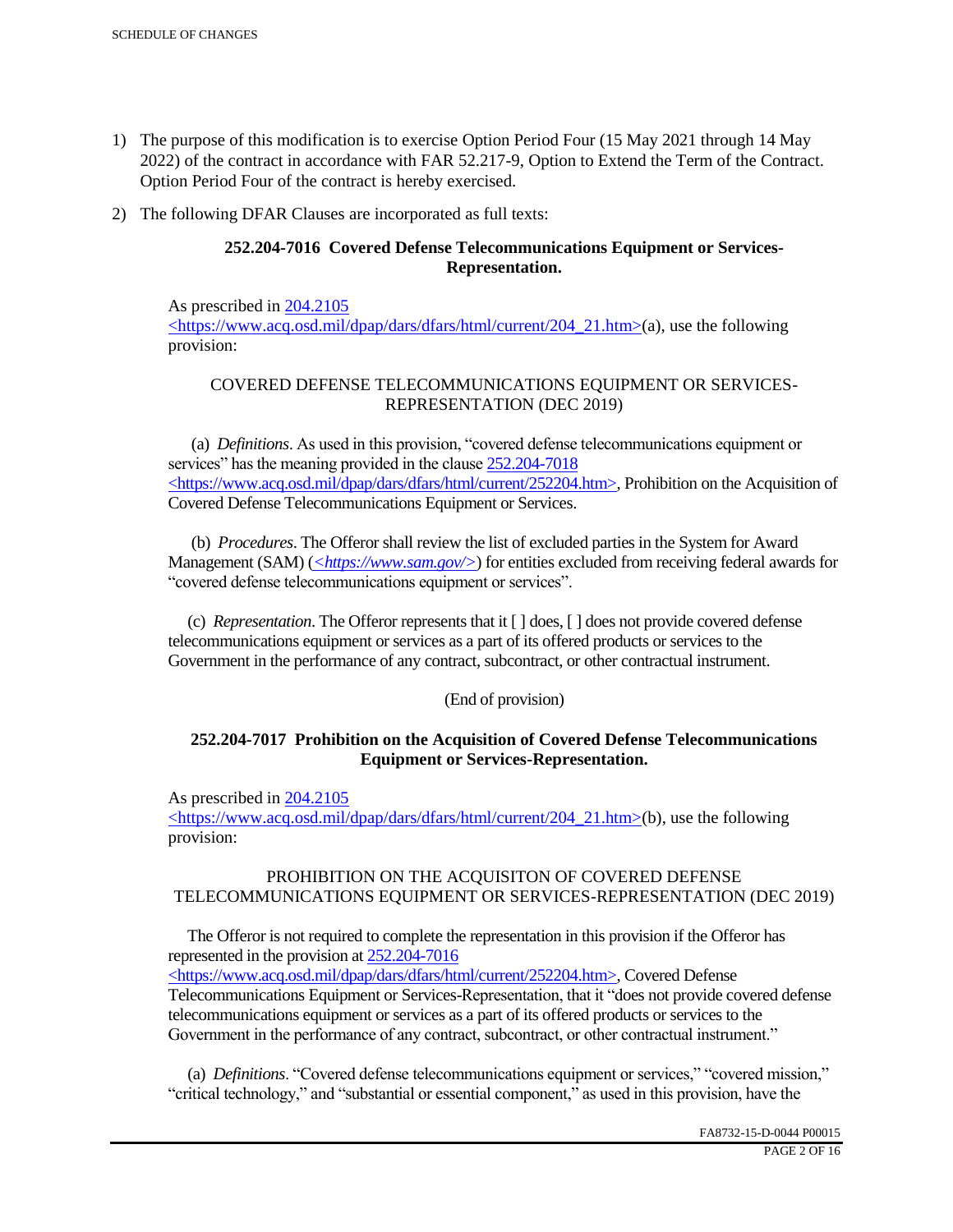1) The purpose of this modification is to exercise Option Period Four (15 May 2021 through 14 May 2022) of the contract in accordance with FAR 52.217-9, Option to Extend the Term of the Contract. Option Period Four of the contract is hereby exercised.

2) The following DFAR Clauses are incorporated as full texts:

**252.204-7016 Covered Defense Telecommunications Equipment or Services-Representation.**

As prescribed in 204.2105 <https://www.acq.osd.mil/dpap/dars/dfars/html/current/204_21.htm>(a), use the following provision:

COVERED DEFENSE TELECOMMUNICATIONS EQUIPMENT OR SERVICES-REPRESENTATION (DEC 2019)

(a) *Definitions*. As used in this provision, "covered defense telecommunications equipment or services" has the meaning provided in the clause 252.204-7018 <https://www.acq.osd.mil/dpap/dars/dfars/html/current/252204.htm>, Prohibition on the Acquisition of Covered Defense Telecommunications Equipment or Services.

(b) *Procedures*. The Offeror shall review the list of excluded parties in the System for Award Management (SAM) (*<https://www.sam.gov/>*) for entities excluded from receiving federal awards for "covered defense telecommunications equipment or services".

(c) *Representation*. The Offeror represents that it [ ] does, [ ] does not provide covered defense telecommunications equipment or services as a part of its offered products or services to the Government in the performance of any contract, subcontract, or other contractual instrument.

(End of provision)

**252.204-7017 Prohibition on the Acquisition of Covered Defense Telecommunications Equipment or Services-Representation.**

As prescribed in 204.2105 <https://www.acq.osd.mil/dpap/dars/dfars/html/current/204_21.htm>(b), use the following provision:

PROHIBITION ON THE ACQUISITON OF COVERED DEFENSE TELECOMMUNICATIONS EQUIPMENT OR SERVICES-REPRESENTATION (DEC 2019)

The Offeror is not required to complete the representation in this provision if the Offeror has represented in the provision at 252.204-7016 <https://www.acq.osd.mil/dpap/dars/dfars/html/current/252204.htm>, Covered Defense Telecommunications Equipment or Services-Representation, that it "does not provide covered defense telecommunications equipment or services as a part of its offered products or services to the Government in the performance of any contract, subcontract, or other contractual instrument."

(a) *Definitions*. "Covered defense telecommunications equipment or services," "covered mission," "critical technology," and "substantial or essential component," as used in this provision, have the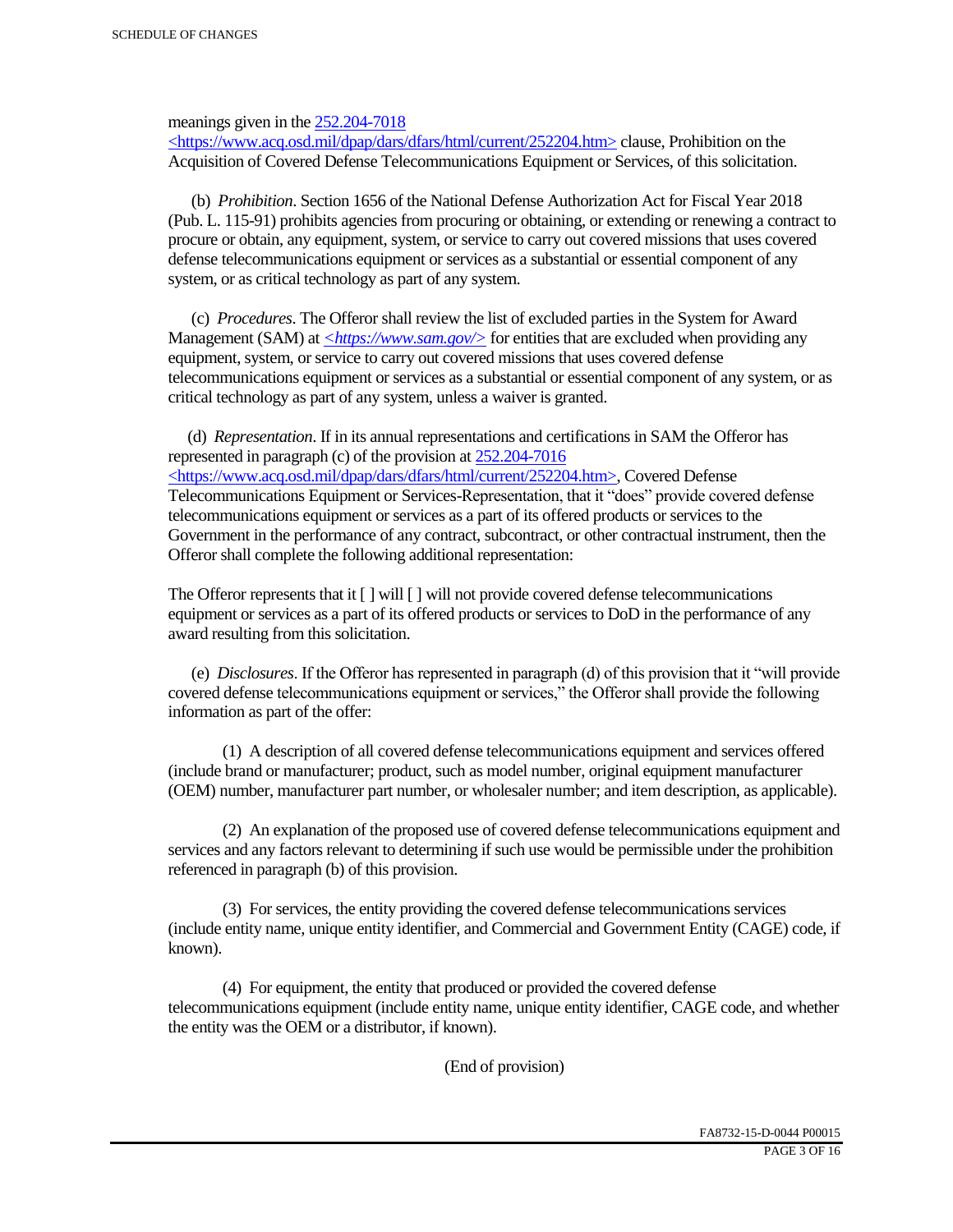meanings given in the [252.204-7018](https://www.acq.osd.mil/dpap/dars/dfars/html/current/252204.htm) <https://www.acq.osd.mil/dpap/dars/dfars/html/current/252204.htm> clause, Prohibition on the Acquisition of Covered Defense Telecommunications Equipment or Services, of this solicitation.

(b) *Prohibition*. Section 1656 of the National Defense Authorization Act for Fiscal Year 2018 (Pub. L. 115-91) prohibits agencies from procuring or obtaining, or extending or renewing a contract to procure or obtain, any equipment, system, or service to carry out covered missions that uses covered defense telecommunications equipment or services as a substantial or essential component of any system, or as critical technology as part of any system.

(c) *Procedures*. The Offeror shall review the list of excluded parties in the System for Award Management (SAM) at *<https://www.sam.gov/>* for entities that are excluded when providing any equipment, system, or service to carry out covered missions that uses covered defense telecommunications equipment or services as a substantial or essential component of any system, or as critical technology as part of any system, unless a waiver is granted.

(d) *Representation*. If in its annual representations and certifications in SAM the Offeror has represented in paragraph (c) of the provision at [252.204-7016](https://www.acq.osd.mil/dpap/dars/dfars/html/current/252204.htm) <https://www.acq.osd.mil/dpap/dars/dfars/html/current/252204.htm>, Covered Defense Telecommunications Equipment or Services-Representation, that it "does" provide covered defense telecommunications equipment or services as a part of its offered products or services to the Government in the performance of any contract, subcontract, or other contractual instrument, then the Offeror shall complete the following additional representation:

The Offeror represents that it [ ] will [ ] will not provide covered defense telecommunications equipment or services as a part of its offered products or services to DoD in the performance of any award resulting from this solicitation.

(e) *Disclosures*. If the Offeror has represented in paragraph (d) of this provision that it "will provide covered defense telecommunications equipment or services," the Offeror shall provide the following information as part of the offer:

(1) A description of all covered defense telecommunications equipment and services offered (include brand or manufacturer; product, such as model number, original equipment manufacturer (OEM) number, manufacturer part number, or wholesaler number; and item description, as applicable).

(2) An explanation of the proposed use of covered defense telecommunications equipment and services and any factors relevant to determining if such use would be permissible under the prohibition referenced in paragraph (b) of this provision.

(3) For services, the entity providing the covered defense telecommunications services (include entity name, unique entity identifier, and Commercial and Government Entity (CAGE) code, if known).

(4) For equipment, the entity that produced or provided the covered defense telecommunications equipment (include entity name, unique entity identifier, CAGE code, and whether the entity was the OEM or a distributor, if known).

(End of provision)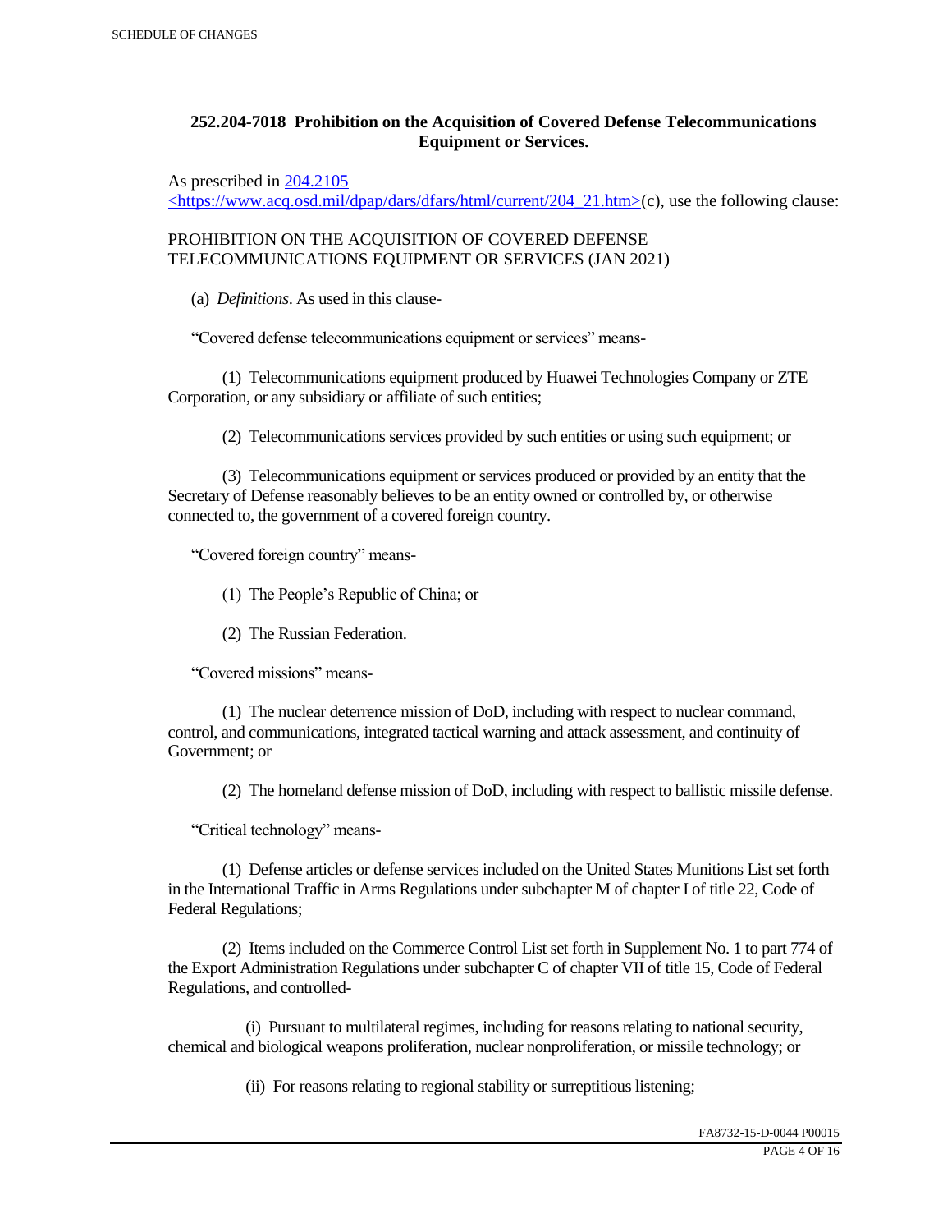## 252.204-7018 Prohibition on the Acquisition of Covered Defense Telecommunications Equipment or Services.

As prescribed in [204.2105 <https://www.acq.osd.mil/dpap/dars/dfars/html/current/204_21.htm>](https://www.acq.osd.mil/dpap/dars/dfars/html/current/204_21.htm)(c), use the following clause:

PROHIBITION ON THE ACQUISITION OF COVERED DEFENSE TELECOMMUNICATIONS EQUIPMENT OR SERVICES (JAN 2021)

(a) *Definitions*. As used in this clause-

"Covered defense telecommunications equipment or services" means-

(1) Telecommunications equipment produced by Huawei Technologies Company or ZTE Corporation, or any subsidiary or affiliate of such entities;

(2) Telecommunications services provided by such entities or using such equipment; or

(3) Telecommunications equipment or services produced or provided by an entity that the Secretary of Defense reasonably believes to be an entity owned or controlled by, or otherwise connected to, the government of a covered foreign country.

"Covered foreign country" means-

(1) The People's Republic of China; or

(2) The Russian Federation.

"Covered missions" means-

(1) The nuclear deterrence mission of DoD, including with respect to nuclear command, control, and communications, integrated tactical warning and attack assessment, and continuity of Government; or

(2) The homeland defense mission of DoD, including with respect to ballistic missile defense.

"Critical technology" means-

(1) Defense articles or defense services included on the United States Munitions List set forth in the International Traffic in Arms Regulations under subchapter M of chapter I of title 22, Code of Federal Regulations;

(2) Items included on the Commerce Control List set forth in Supplement No. 1 to part 774 of the Export Administration Regulations under subchapter C of chapter VII of title 15, Code of Federal Regulations, and controlled-

(i) Pursuant to multilateral regimes, including for reasons relating to national security, chemical and biological weapons proliferation, nuclear nonproliferation, or missile technology; or

(ii) For reasons relating to regional stability or surreptitious listening;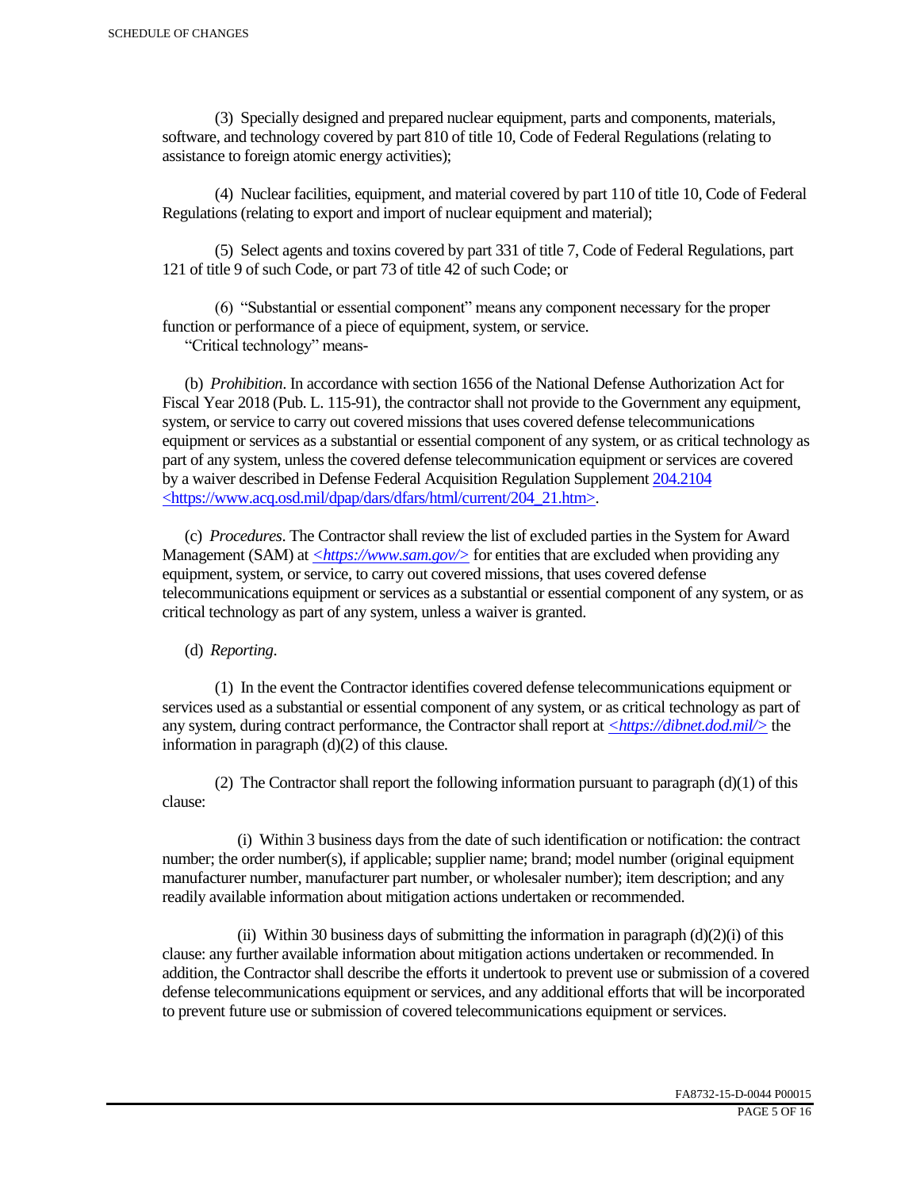(3) Specially designed and prepared nuclear equipment, parts and components, materials, software, and technology covered by part 810 of title 10, Code of Federal Regulations (relating to assistance to foreign atomic energy activities);

(4) Nuclear facilities, equipment, and material covered by part 110 of title 10, Code of Federal Regulations (relating to export and import of nuclear equipment and material);

(5) Select agents and toxins covered by part 331 of title 7, Code of Federal Regulations, part 121 of title 9 of such Code, or part 73 of title 42 of such Code; or

(6) "Substantial or essential component" means any component necessary for the proper function or performance of a piece of equipment, system, or service.

"Critical technology" means-

(b) *Prohibition*. In accordance with section 1656 of the National Defense Authorization Act for Fiscal Year 2018 (Pub. L. 115-91), the contractor shall not provide to the Government any equipment, system, or service to carry out covered missions that uses covered defense telecommunications equipment or services as a substantial or essential component of any system, or as critical technology as part of any system, unless the covered defense telecommunication equipment or services are covered by a waiver described in Defense Federal Acquisition Regulation Supplement [204.2104](https://www.acq.osd.mil/dpap/dars/dfars/html/current/204_21.htm) <https://www.acq.osd.mil/dpap/dars/dfars/html/current/204_21.htm>.

(c) *Procedures*. The Contractor shall review the list of excluded parties in the System for Award Management (SAM) at *<https://www.sam.gov/>* for entities that are excluded when providing any equipment, system, or service, to carry out covered missions, that uses covered defense telecommunications equipment or services as a substantial or essential component of any system, or as critical technology as part of any system, unless a waiver is granted.

(d) *Reporting*.

(1) In the event the Contractor identifies covered defense telecommunications equipment or services used as a substantial or essential component of any system, or as critical technology as part of any system, during contract performance, the Contractor shall report at *<https://dibnet.dod.mil/>* the information in paragraph (d)(2) of this clause.

(2) The Contractor shall report the following information pursuant to paragraph (d)(1) of this clause:

(i) Within 3 business days from the date of such identification or notification: the contract number; the order number(s), if applicable; supplier name; brand; model number (original equipment manufacturer number, manufacturer part number, or wholesaler number); item description; and any readily available information about mitigation actions undertaken or recommended.

(ii) Within 30 business days of submitting the information in paragraph (d)(2)(i) of this clause: any further available information about mitigation actions undertaken or recommended. In addition, the Contractor shall describe the efforts it undertook to prevent use or submission of a covered defense telecommunications equipment or services, and any additional efforts that will be incorporated to prevent future use or submission of covered telecommunications equipment or services.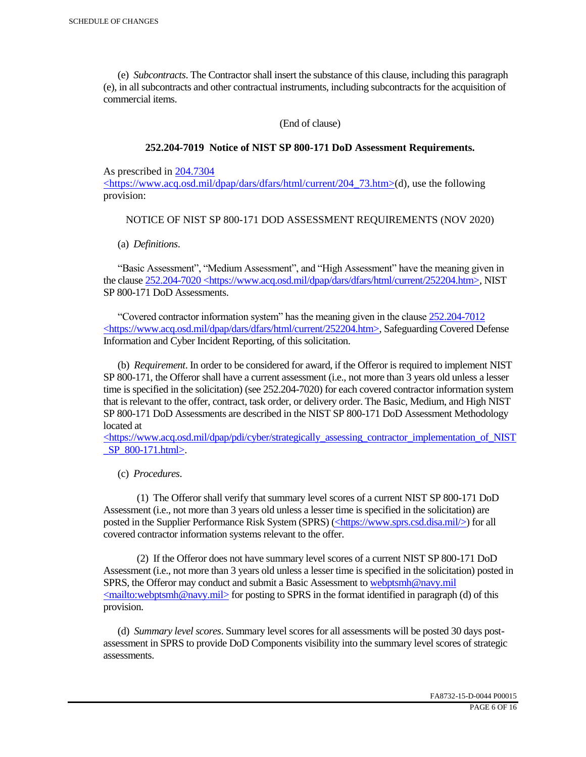(e) *Subcontracts*. The Contractor shall insert the substance of this clause, including this paragraph (e), in all subcontracts and other contractual instruments, including subcontracts for the acquisition of commercial items.

(End of clause)

**252.204-7019 Notice of NIST SP 800-171 DoD Assessment Requirements.**

As prescribed in 204.7304 <https://www.acq.osd.mil/dpap/dars/dfars/html/current/204_73.htm>(d), use the following provision:

NOTICE OF NIST SP 800-171 DOD ASSESSMENT REQUIREMENTS (NOV 2020)

(a) *Definitions*.

"Basic Assessment", "Medium Assessment", and "High Assessment" have the meaning given in the clause 252.204-7020 <https://www.acq.osd.mil/dpap/dars/dfars/html/current/252204.htm>, NIST SP 800-171 DoD Assessments.

"Covered contractor information system" has the meaning given in the clause 252.204-7012 <https://www.acq.osd.mil/dpap/dars/dfars/html/current/252204.htm>, Safeguarding Covered Defense Information and Cyber Incident Reporting, of this solicitation.

(b) *Requirement*. In order to be considered for award, if the Offeror is required to implement NIST SP 800-171, the Offeror shall have a current assessment (i.e., not more than 3 years old unless a lesser time is specified in the solicitation) (see 252.204-7020) for each covered contractor information system that is relevant to the offer, contract, task order, or delivery order. The Basic, Medium, and High NIST SP 800-171 DoD Assessments are described in the NIST SP 800-171 DoD Assessment Methodology located at <https://www.acq.osd.mil/dpap/pdi/cyber/strategically_assessing_contractor_implementation_of_NIST_SP_800-171.html>.

(c) *Procedures*.

(1) The Offeror shall verify that summary level scores of a current NIST SP 800-171 DoD Assessment (i.e., not more than 3 years old unless a lesser time is specified in the solicitation) are posted in the Supplier Performance Risk System (SPRS) (<https://www.sprs.csd.disa.mil/>) for all covered contractor information systems relevant to the offer.

(2) If the Offeror does not have summary level scores of a current NIST SP 800-171 DoD Assessment (i.e., not more than 3 years old unless a lesser time is specified in the solicitation) posted in SPRS, the Offeror may conduct and submit a Basic Assessment to webptsmh@navy.mil <mailto:webptsmh@navy.mil> for posting to SPRS in the format identified in paragraph (d) of this provision.

(d) *Summary level scores*. Summary level scores for all assessments will be posted 30 days post-assessment in SPRS to provide DoD Components visibility into the summary level scores of strategic assessments.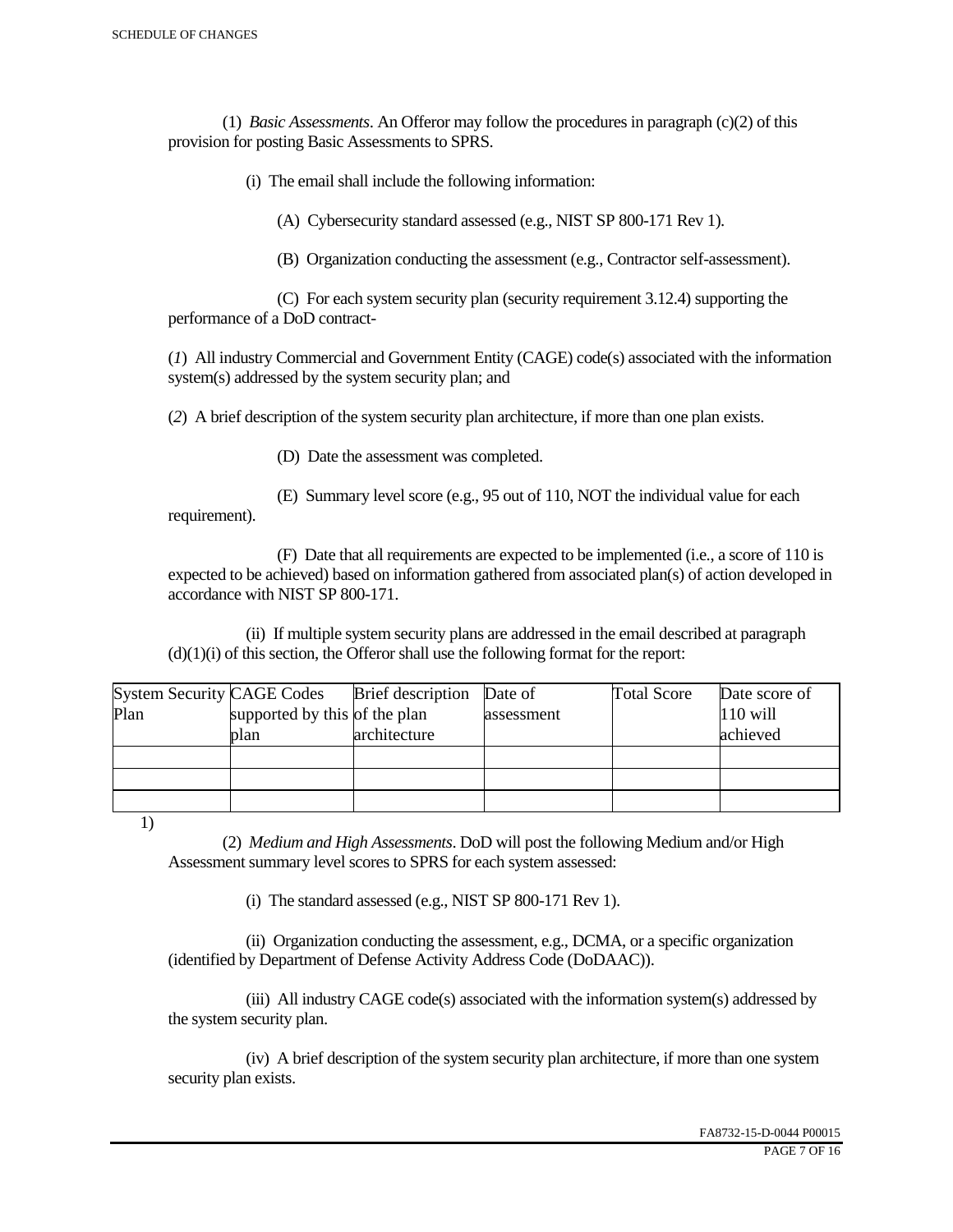(1) *Basic Assessments*. An Offeror may follow the procedures in paragraph (c)(2) of this provision for posting Basic Assessments to SPRS.

(i) The email shall include the following information:

(A) Cybersecurity standard assessed (e.g., NIST SP 800-171 Rev 1).

(B) Organization conducting the assessment (e.g., Contractor self-assessment).

(C) For each system security plan (security requirement 3.12.4) supporting the performance of a DoD contract-

(*1*) All industry Commercial and Government Entity (CAGE) code(s) associated with the information system(s) addressed by the system security plan; and

(*2*) A brief description of the system security plan architecture, if more than one plan exists.

(D) Date the assessment was completed.

(E) Summary level score (e.g., 95 out of 110, NOT the individual value for each requirement).

(F) Date that all requirements are expected to be implemented (i.e., a score of 110 is expected to be achieved) based on information gathered from associated plan(s) of action developed in accordance with NIST SP 800-171.

(ii) If multiple system security plans are addressed in the email described at paragraph (d)(1)(i) of this section, the Offeror shall use the following format for the report:

| System Security Plan | CAGE Codes supported by this plan | Brief description of the plan architecture | Date of assessment | Total Score | Date score of 110 will achieved |
|---|---|---|---|---|---|
| | | | | | |
| | | | | | |
| | | | | | |

1)

(2) *Medium and High Assessments*. DoD will post the following Medium and/or High Assessment summary level scores to SPRS for each system assessed:

(i) The standard assessed (e.g., NIST SP 800-171 Rev 1).

(ii) Organization conducting the assessment, e.g., DCMA, or a specific organization (identified by Department of Defense Activity Address Code (DoDAAC)).

(iii) All industry CAGE code(s) associated with the information system(s) addressed by the system security plan.

(iv) A brief description of the system security plan architecture, if more than one system security plan exists.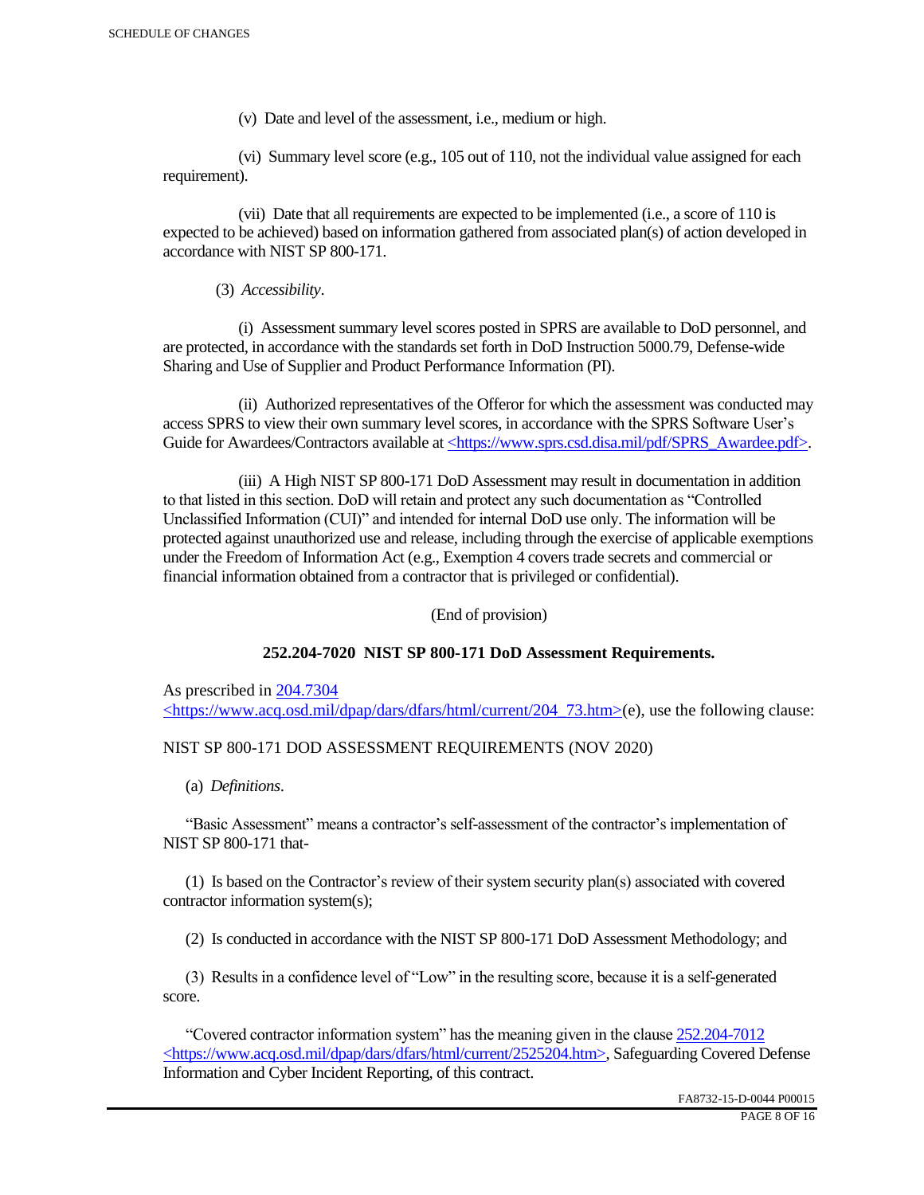(v) Date and level of the assessment, i.e., medium or high.

(vi) Summary level score (e.g., 105 out of 110, not the individual value assigned for each requirement).

(vii) Date that all requirements are expected to be implemented (i.e., a score of 110 is expected to be achieved) based on information gathered from associated plan(s) of action developed in accordance with NIST SP 800-171.

(3) *Accessibility*.

(i) Assessment summary level scores posted in SPRS are available to DoD personnel, and are protected, in accordance with the standards set forth in DoD Instruction 5000.79, Defense-wide Sharing and Use of Supplier and Product Performance Information (PI).

(ii) Authorized representatives of the Offeror for which the assessment was conducted may access SPRS to view their own summary level scores, in accordance with the SPRS Software User's Guide for Awardees/Contractors available at <https://www.sprs.csd.disa.mil/pdf/SPRS_Awardee.pdf>.

(iii) A High NIST SP 800-171 DoD Assessment may result in documentation in addition to that listed in this section. DoD will retain and protect any such documentation as "Controlled Unclassified Information (CUI)" and intended for internal DoD use only. The information will be protected against unauthorized use and release, including through the exercise of applicable exemptions under the Freedom of Information Act (e.g., Exemption 4 covers trade secrets and commercial or financial information obtained from a contractor that is privileged or confidential).

(End of provision)

**252.204-7020 NIST SP 800-171 DoD Assessment Requirements.**

As prescribed in 204.7304 <https://www.acq.osd.mil/dpap/dars/dfars/html/current/204_73.htm>(e), use the following clause:

NIST SP 800-171 DOD ASSESSMENT REQUIREMENTS (NOV 2020)

(a) *Definitions*.

"Basic Assessment" means a contractor's self-assessment of the contractor's implementation of NIST SP 800-171 that-

(1) Is based on the Contractor's review of their system security plan(s) associated with covered contractor information system(s);

(2) Is conducted in accordance with the NIST SP 800-171 DoD Assessment Methodology; and

(3) Results in a confidence level of "Low" in the resulting score, because it is a self-generated score.

"Covered contractor information system" has the meaning given in the clause 252.204-7012 <https://www.acq.osd.mil/dpap/dars/dfars/html/current/2525204.htm>, Safeguarding Covered Defense Information and Cyber Incident Reporting, of this contract.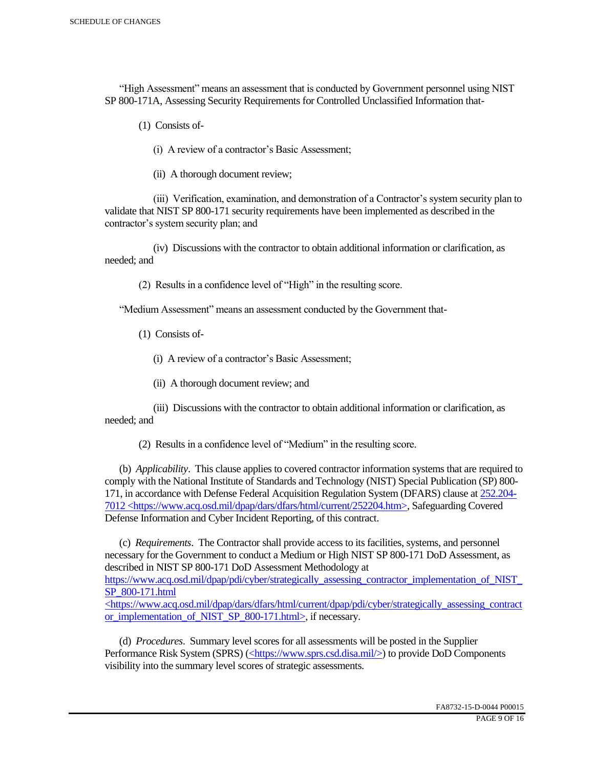"High Assessment" means an assessment that is conducted by Government personnel using NIST SP 800-171A, Assessing Security Requirements for Controlled Unclassified Information that-

(1) Consists of-

(i) A review of a contractor's Basic Assessment;

(ii) A thorough document review;

(iii) Verification, examination, and demonstration of a Contractor's system security plan to validate that NIST SP 800-171 security requirements have been implemented as described in the contractor's system security plan; and

(iv) Discussions with the contractor to obtain additional information or clarification, as needed; and

(2) Results in a confidence level of "High" in the resulting score.

"Medium Assessment" means an assessment conducted by the Government that-

(1) Consists of-

(i) A review of a contractor's Basic Assessment;

(ii) A thorough document review; and

(iii) Discussions with the contractor to obtain additional information or clarification, as needed; and

(2) Results in a confidence level of "Medium" in the resulting score.

(b) *Applicability*. This clause applies to covered contractor information systems that are required to comply with the National Institute of Standards and Technology (NIST) Special Publication (SP) 800-171, in accordance with Defense Federal Acquisition Regulation System (DFARS) clause at 252.204-7012 <https://www.acq.osd.mil/dpap/dars/dfars/html/current/252204.htm>, Safeguarding Covered Defense Information and Cyber Incident Reporting, of this contract.

(c) *Requirements*. The Contractor shall provide access to its facilities, systems, and personnel necessary for the Government to conduct a Medium or High NIST SP 800-171 DoD Assessment, as described in NIST SP 800-171 DoD Assessment Methodology at https://www.acq.osd.mil/dpap/pdi/cyber/strategically_assessing_contractor_implementation_of_NIST_SP_800-171.html <https://www.acq.osd.mil/dpap/dars/dfars/html/current/dpap/pdi/cyber/strategically_assessing_contractor_implementation_of_NIST_SP_800-171.html>, if necessary.

(d) *Procedures*. Summary level scores for all assessments will be posted in the Supplier Performance Risk System (SPRS) (<https://www.sprs.csd.disa.mil/>) to provide DoD Components visibility into the summary level scores of strategic assessments.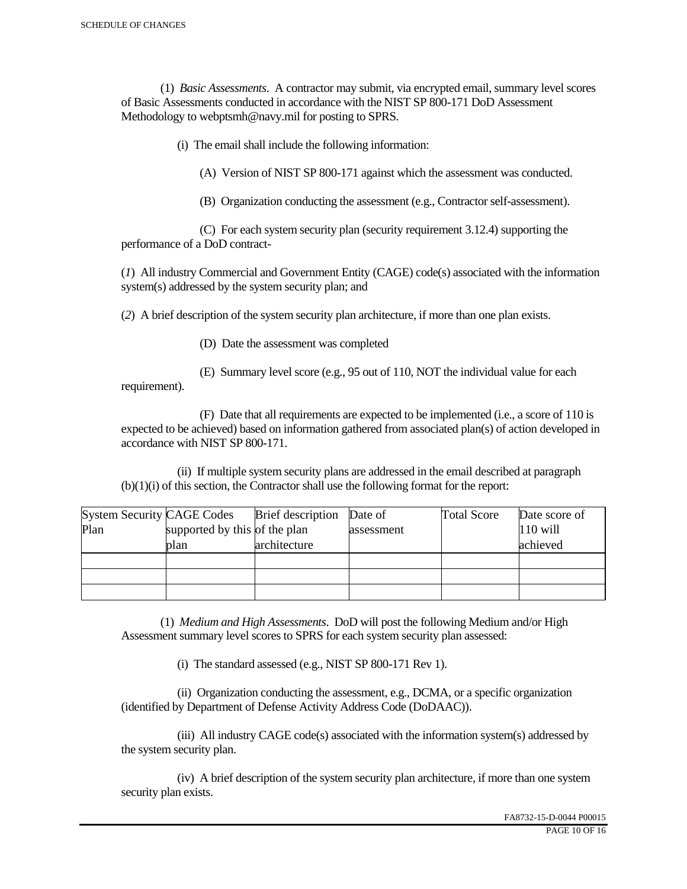(1) *Basic Assessments*. A contractor may submit, via encrypted email, summary level scores of Basic Assessments conducted in accordance with the NIST SP 800-171 DoD Assessment Methodology to webptsmh@navy.mil for posting to SPRS.

(i) The email shall include the following information:

(A) Version of NIST SP 800-171 against which the assessment was conducted.

(B) Organization conducting the assessment (e.g., Contractor self-assessment).

(C) For each system security plan (security requirement 3.12.4) supporting the performance of a DoD contract-

(*1*) All industry Commercial and Government Entity (CAGE) code(s) associated with the information system(s) addressed by the system security plan; and

(*2*) A brief description of the system security plan architecture, if more than one plan exists.

(D) Date the assessment was completed

(E) Summary level score (e.g., 95 out of 110, NOT the individual value for each requirement).

(F) Date that all requirements are expected to be implemented (i.e., a score of 110 is expected to be achieved) based on information gathered from associated plan(s) of action developed in accordance with NIST SP 800-171.

(ii) If multiple system security plans are addressed in the email described at paragraph (b)(1)(i) of this section, the Contractor shall use the following format for the report:

| System Security Plan | CAGE Codes supported by this plan | Brief description of the plan architecture | Date of assessment | Total Score | Date score of 110 will achieved |
|---|---|---|---|---|---|
| | | | | | |
| | | | | | |
| | | | | | |

(1) *Medium and High Assessments*. DoD will post the following Medium and/or High Assessment summary level scores to SPRS for each system security plan assessed:

(i) The standard assessed (e.g., NIST SP 800-171 Rev 1).

(ii) Organization conducting the assessment, e.g., DCMA, or a specific organization (identified by Department of Defense Activity Address Code (DoDAAC)).

(iii) All industry CAGE code(s) associated with the information system(s) addressed by the system security plan.

(iv) A brief description of the system security plan architecture, if more than one system security plan exists.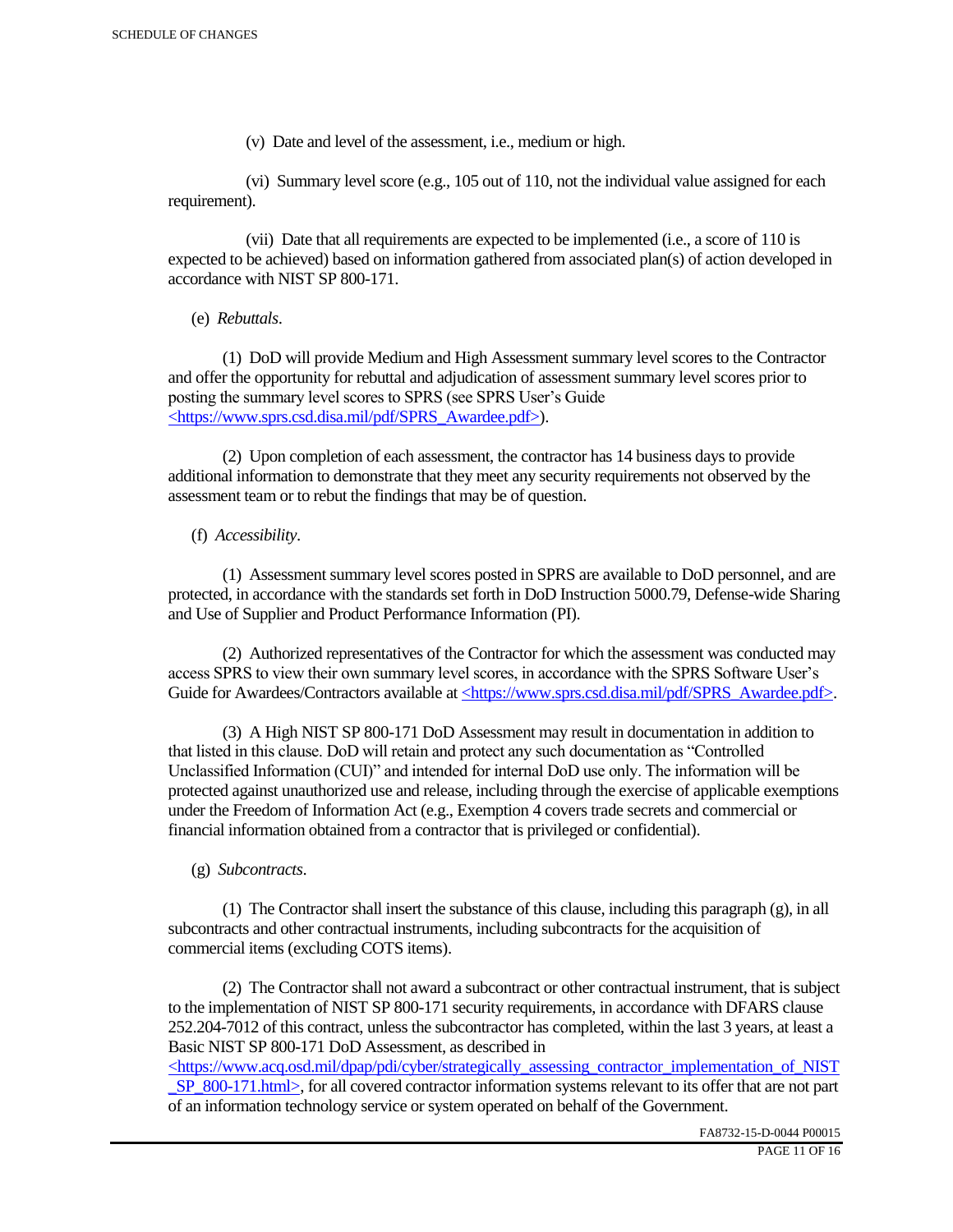(v) Date and level of the assessment, i.e., medium or high.

(vi) Summary level score (e.g., 105 out of 110, not the individual value assigned for each requirement).

(vii) Date that all requirements are expected to be implemented (i.e., a score of 110 is expected to be achieved) based on information gathered from associated plan(s) of action developed in accordance with NIST SP 800-171.

(e) *Rebuttals*.

(1) DoD will provide Medium and High Assessment summary level scores to the Contractor and offer the opportunity for rebuttal and adjudication of assessment summary level scores prior to posting the summary level scores to SPRS (see SPRS User's Guide <https://www.sprs.csd.disa.mil/pdf/SPRS_Awardee.pdf>).

(2) Upon completion of each assessment, the contractor has 14 business days to provide additional information to demonstrate that they meet any security requirements not observed by the assessment team or to rebut the findings that may be of question.

(f) *Accessibility*.

(1) Assessment summary level scores posted in SPRS are available to DoD personnel, and are protected, in accordance with the standards set forth in DoD Instruction 5000.79, Defense-wide Sharing and Use of Supplier and Product Performance Information (PI).

(2) Authorized representatives of the Contractor for which the assessment was conducted may access SPRS to view their own summary level scores, in accordance with the SPRS Software User's Guide for Awardees/Contractors available at <https://www.sprs.csd.disa.mil/pdf/SPRS_Awardee.pdf>.

(3) A High NIST SP 800-171 DoD Assessment may result in documentation in addition to that listed in this clause. DoD will retain and protect any such documentation as "Controlled Unclassified Information (CUI)" and intended for internal DoD use only. The information will be protected against unauthorized use and release, including through the exercise of applicable exemptions under the Freedom of Information Act (e.g., Exemption 4 covers trade secrets and commercial or financial information obtained from a contractor that is privileged or confidential).

(g) *Subcontracts*.

(1) The Contractor shall insert the substance of this clause, including this paragraph (g), in all subcontracts and other contractual instruments, including subcontracts for the acquisition of commercial items (excluding COTS items).

(2) The Contractor shall not award a subcontract or other contractual instrument, that is subject to the implementation of NIST SP 800-171 security requirements, in accordance with DFARS clause 252.204-7012 of this contract, unless the subcontractor has completed, within the last 3 years, at least a Basic NIST SP 800-171 DoD Assessment, as described in <https://www.acq.osd.mil/dpap/pdi/cyber/strategically_assessing_contractor_implementation_of_NIST_SP_800-171.html>, for all covered contractor information systems relevant to its offer that are not part of an information technology service or system operated on behalf of the Government.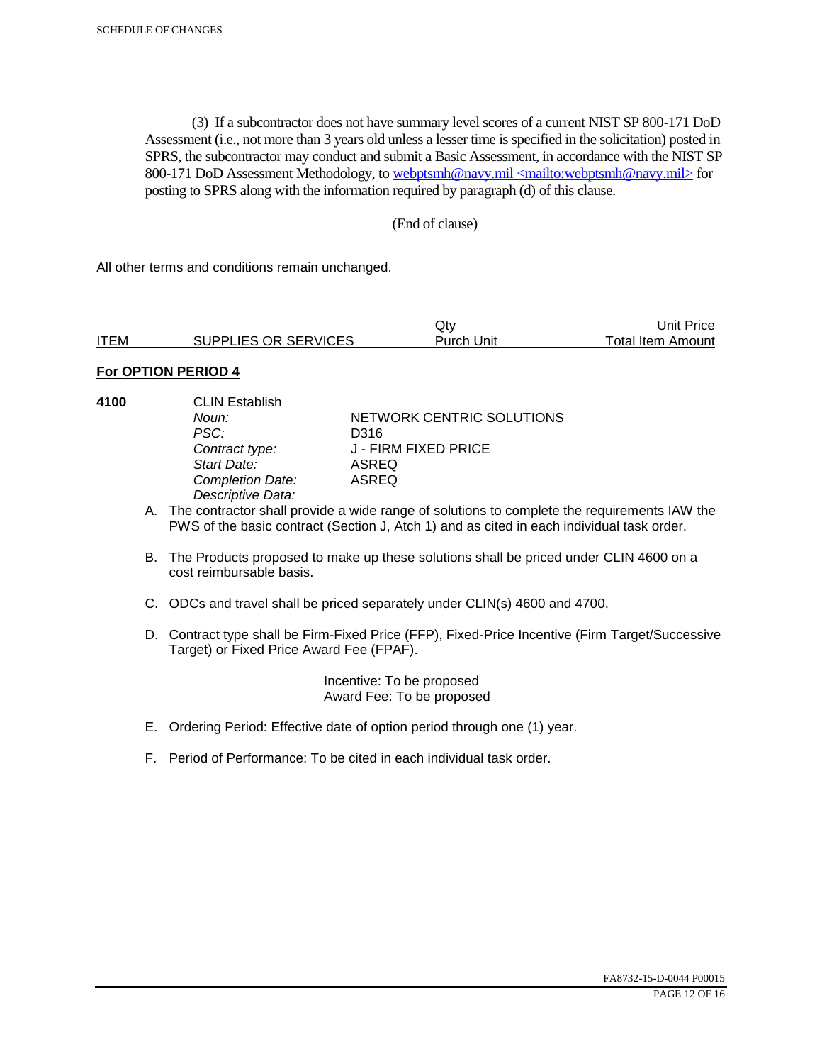(3) If a subcontractor does not have summary level scores of a current NIST SP 800-171 DoD Assessment (i.e., not more than 3 years old unless a lesser time is specified in the solicitation) posted in SPRS, the subcontractor may conduct and submit a Basic Assessment, in accordance with the NIST SP 800-171 DoD Assessment Methodology, to webptsmh@navy.mil <mailto:webptsmh@navy.mil> for posting to SPRS along with the information required by paragraph (d) of this clause.

(End of clause)

All other terms and conditions remain unchanged.

| ITEM | SUPPLIES OR SERVICES | Qty<br>Purch Unit | Unit Price<br>Total Item Amount |
|---|---|---|---|

**For OPTION PERIOD 4**

**4100** CLIN Establish

| | |
|---|---|
| *Noun:* | NETWORK CENTRIC SOLUTIONS |
| *PSC:* | D316 |
| *Contract type:* | J - FIRM FIXED PRICE |
| *Start Date:* | ASREQ |
| *Completion Date:* | ASREQ |
| *Descriptive Data:* | |

A. The contractor shall provide a wide range of solutions to complete the requirements IAW the PWS of the basic contract (Section J, Atch 1) and as cited in each individual task order.

B. The Products proposed to make up these solutions shall be priced under CLIN 4600 on a cost reimbursable basis.

C. ODCs and travel shall be priced separately under CLIN(s) 4600 and 4700.

D. Contract type shall be Firm-Fixed Price (FFP), Fixed-Price Incentive (Firm Target/Successive Target) or Fixed Price Award Fee (FPAF).

Incentive: To be proposed
Award Fee: To be proposed

E. Ordering Period: Effective date of option period through one (1) year.

F. Period of Performance: To be cited in each individual task order.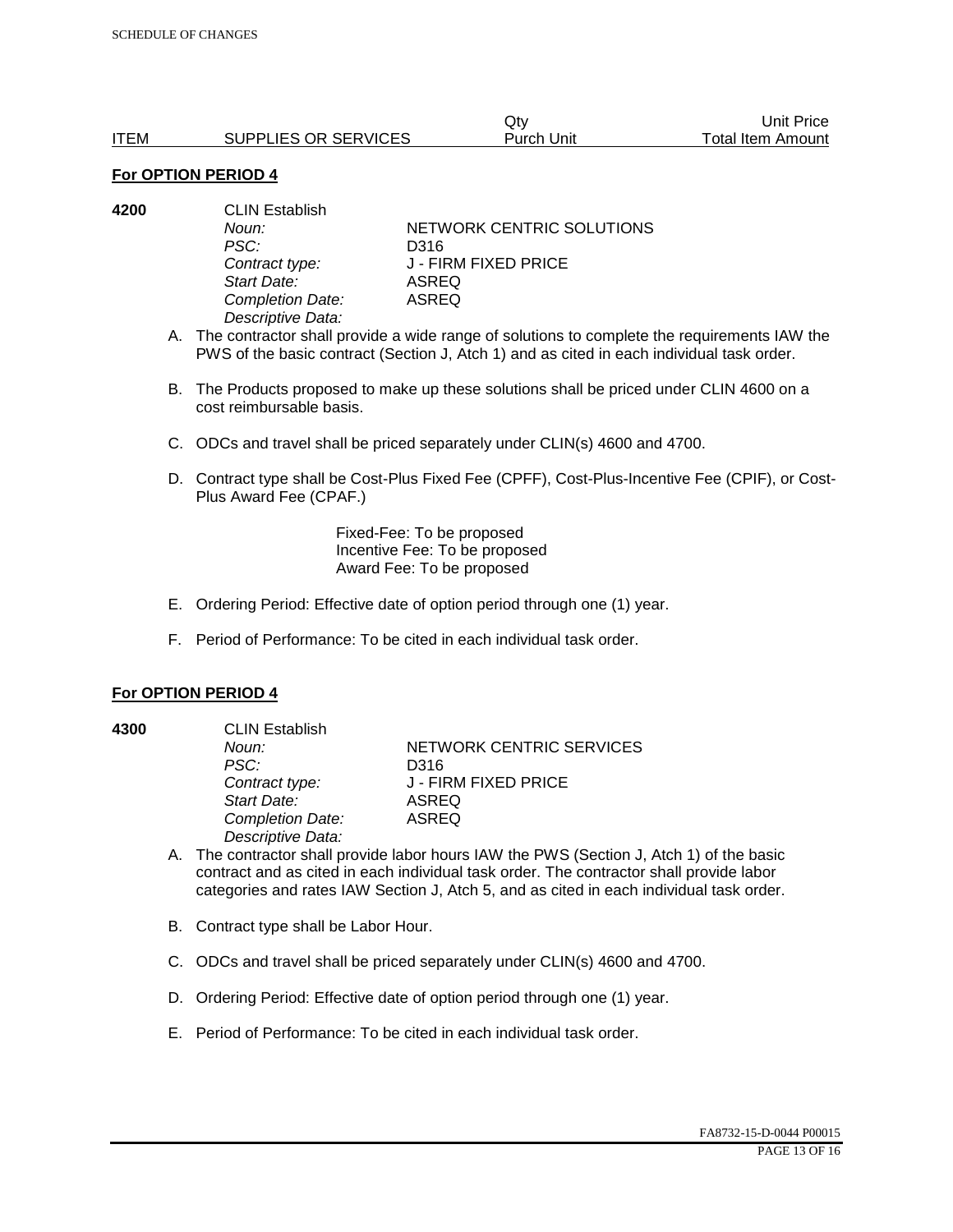| ITEM | SUPPLIES OR SERVICES | Qty Purch Unit | Unit Price Total Item Amount |
|---|---|---|---|

**For OPTION PERIOD 4**

**4200** CLIN Establish

*Noun:* NETWORK CENTRIC SOLUTIONS
*PSC:* D316
*Contract type:* J - FIRM FIXED PRICE
*Start Date:* ASREQ
*Completion Date:* ASREQ
*Descriptive Data:*

A. The contractor shall provide a wide range of solutions to complete the requirements IAW the PWS of the basic contract (Section J, Atch 1) and as cited in each individual task order.

B. The Products proposed to make up these solutions shall be priced under CLIN 4600 on a cost reimbursable basis.

C. ODCs and travel shall be priced separately under CLIN(s) 4600 and 4700.

D. Contract type shall be Cost-Plus Fixed Fee (CPFF), Cost-Plus-Incentive Fee (CPIF), or Cost-Plus Award Fee (CPAF.)

Fixed-Fee: To be proposed
Incentive Fee: To be proposed
Award Fee: To be proposed

E. Ordering Period: Effective date of option period through one (1) year.

F. Period of Performance: To be cited in each individual task order.

**For OPTION PERIOD 4**

**4300** CLIN Establish

*Noun:* NETWORK CENTRIC SERVICES
*PSC:* D316
*Contract type:* J - FIRM FIXED PRICE
*Start Date:* ASREQ
*Completion Date:* ASREQ
*Descriptive Data:*

A. The contractor shall provide labor hours IAW the PWS (Section J, Atch 1) of the basic contract and as cited in each individual task order. The contractor shall provide labor categories and rates IAW Section J, Atch 5, and as cited in each individual task order.

B. Contract type shall be Labor Hour.

C. ODCs and travel shall be priced separately under CLIN(s) 4600 and 4700.

D. Ordering Period: Effective date of option period through one (1) year.

E. Period of Performance: To be cited in each individual task order.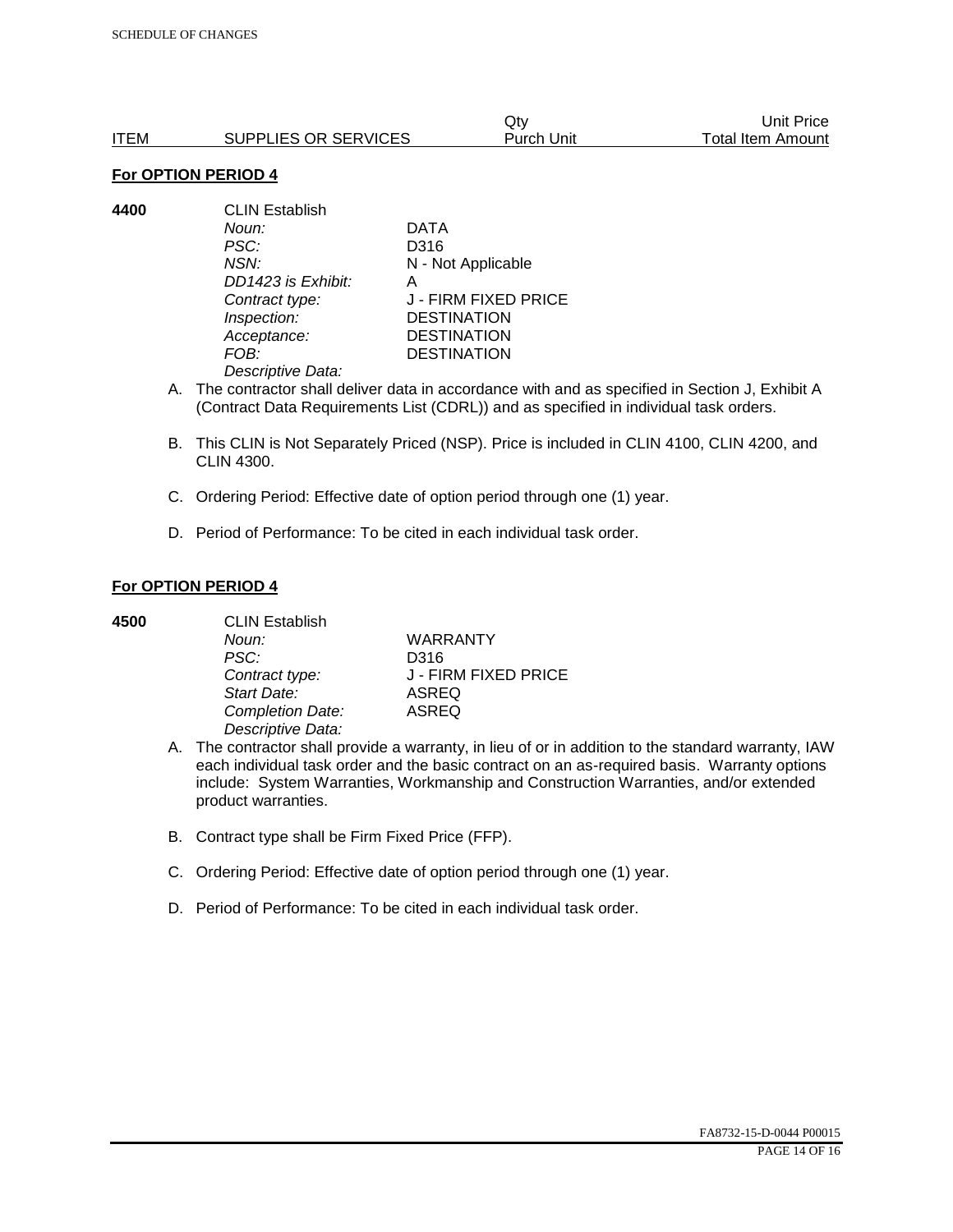| ITEM | SUPPLIES OR SERVICES | Qty Purch Unit | Unit Price Total Item Amount |
|---|---|---|---|

**For OPTION PERIOD 4**

**4400** CLIN Establish

| | |
|---|---|
| *Noun:* | DATA |
| *PSC:* | D316 |
| *NSN:* | N - Not Applicable |
| *DD1423 is Exhibit:* | A |
| *Contract type:* | J - FIRM FIXED PRICE |
| *Inspection:* | DESTINATION |
| *Acceptance:* | DESTINATION |
| *FOB:* | DESTINATION |

*Descriptive Data:*

A. The contractor shall deliver data in accordance with and as specified in Section J, Exhibit A (Contract Data Requirements List (CDRL)) and as specified in individual task orders.

B. This CLIN is Not Separately Priced (NSP). Price is included in CLIN 4100, CLIN 4200, and CLIN 4300.

C. Ordering Period: Effective date of option period through one (1) year.

D. Period of Performance: To be cited in each individual task order.

**For OPTION PERIOD 4**

**4500** CLIN Establish

| | |
|---|---|
| *Noun:* | WARRANTY |
| *PSC:* | D316 |
| *Contract type:* | J - FIRM FIXED PRICE |
| *Start Date:* | ASREQ |
| *Completion Date:* | ASREQ |

*Descriptive Data:*

A. The contractor shall provide a warranty, in lieu of or in addition to the standard warranty, IAW each individual task order and the basic contract on an as-required basis. Warranty options include: System Warranties, Workmanship and Construction Warranties, and/or extended product warranties.

B. Contract type shall be Firm Fixed Price (FFP).

C. Ordering Period: Effective date of option period through one (1) year.

D. Period of Performance: To be cited in each individual task order.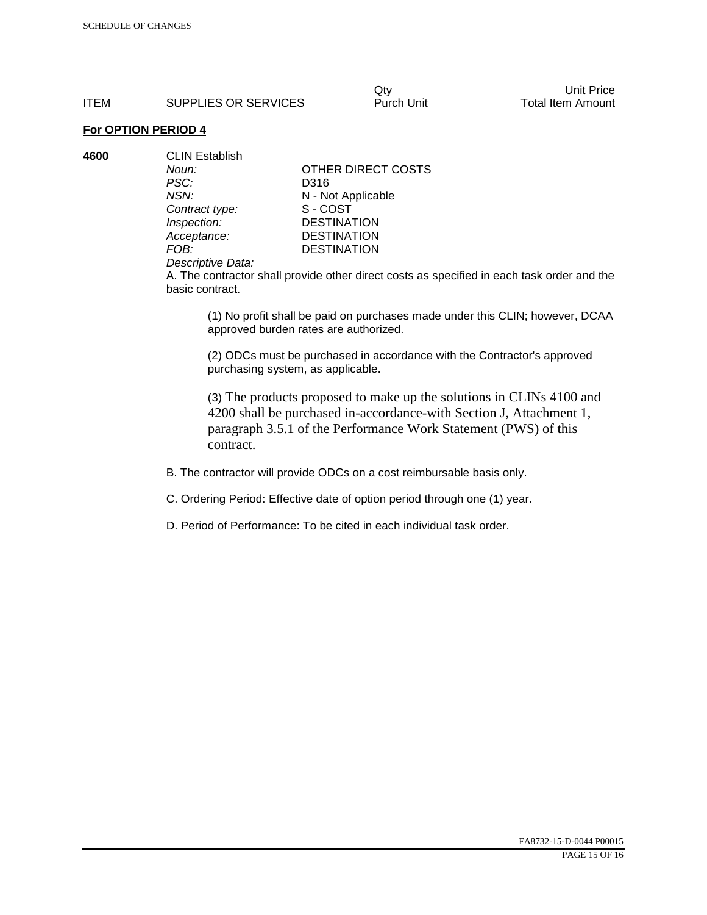| ITEM | SUPPLIES OR SERVICES | Qty Purch Unit | Unit Price Total Item Amount |
|---|---|---|---|

**For OPTION PERIOD 4**

**4600** CLIN Establish

| | |
|---|---|
| *Noun:* | OTHER DIRECT COSTS |
| *PSC:* | D316 |
| *NSN:* | N - Not Applicable |
| *Contract type:* | S - COST |
| *Inspection:* | DESTINATION |
| *Acceptance:* | DESTINATION |
| *FOB:* | DESTINATION |

*Descriptive Data:*

A. The contractor shall provide other direct costs as specified in each task order and the basic contract.

(1) No profit shall be paid on purchases made under this CLIN; however, DCAA approved burden rates are authorized.

(2) ODCs must be purchased in accordance with the Contractor's approved purchasing system, as applicable.

(3) The products proposed to make up the solutions in CLINs 4100 and 4200 shall be purchased in-accordance-with Section J, Attachment 1, paragraph 3.5.1 of the Performance Work Statement (PWS) of this contract.

B. The contractor will provide ODCs on a cost reimbursable basis only.

C. Ordering Period: Effective date of option period through one (1) year.

D. Period of Performance: To be cited in each individual task order.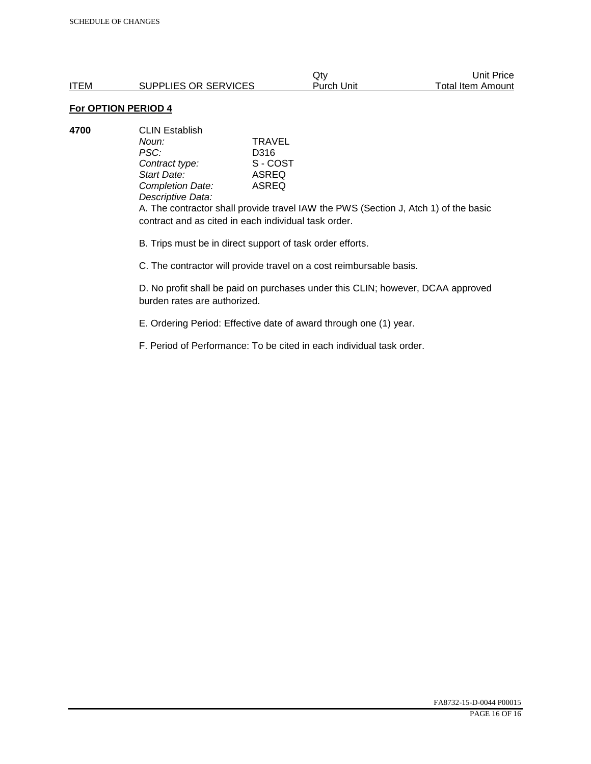| ITEM | SUPPLIES OR SERVICES | Qty<br>Purch Unit | Unit Price<br>Total Item Amount |
|---|---|---|---|

**For OPTION PERIOD 4**

**4700** CLIN Establish

*Noun:* TRAVEL
*PSC:* D316
*Contract type:* S - COST
*Start Date:* ASREQ
*Completion Date:* ASREQ
*Descriptive Data:*

A. The contractor shall provide travel IAW the PWS (Section J, Atch 1) of the basic contract and as cited in each individual task order.

B. Trips must be in direct support of task order efforts.

C. The contractor will provide travel on a cost reimbursable basis.

D. No profit shall be paid on purchases under this CLIN; however, DCAA approved burden rates are authorized.

E. Ordering Period: Effective date of award through one (1) year.

F. Period of Performance: To be cited in each individual task order.